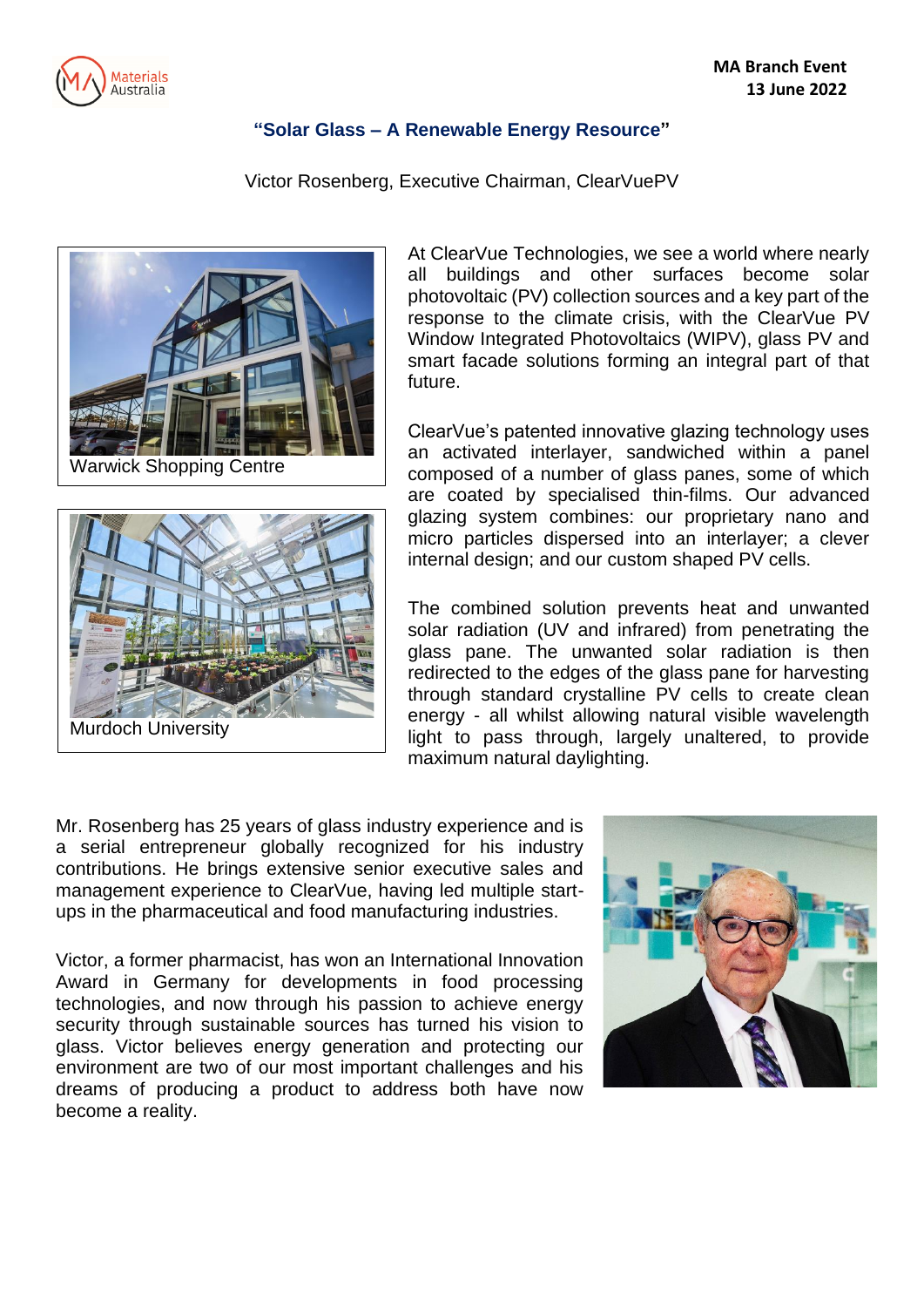MA Branch Event
13 June 2022

## "Solar Glass – A Renewable Energy Resource"

Victor Rosenberg, Executive Chairman, ClearVuePV

Warwick Shopping Centre

Murdoch University

At ClearVue Technologies, we see a world where nearly all buildings and other surfaces become solar photovoltaic (PV) collection sources and a key part of the response to the climate crisis, with the ClearVue PV Window Integrated Photovoltaics (WIPV), glass PV and smart facade solutions forming an integral part of that future.

ClearVue's patented innovative glazing technology uses an activated interlayer, sandwiched within a panel composed of a number of glass panes, some of which are coated by specialised thin-films. Our advanced glazing system combines: our proprietary nano and micro particles dispersed into an interlayer; a clever internal design; and our custom shaped PV cells.

The combined solution prevents heat and unwanted solar radiation (UV and infrared) from penetrating the glass pane. The unwanted solar radiation is then redirected to the edges of the glass pane for harvesting through standard crystalline PV cells to create clean energy - all whilst allowing natural visible wavelength light to pass through, largely unaltered, to provide maximum natural daylighting.

Mr. Rosenberg has 25 years of glass industry experience and is a serial entrepreneur globally recognized for his industry contributions. He brings extensive senior executive sales and management experience to ClearVue, having led multiple start-ups in the pharmaceutical and food manufacturing industries.

Victor, a former pharmacist, has won an International Innovation Award in Germany for developments in food processing technologies, and now through his passion to achieve energy security through sustainable sources has turned his vision to glass. Victor believes energy generation and protecting our environment are two of our most important challenges and his dreams of producing a product to address both have now become a reality.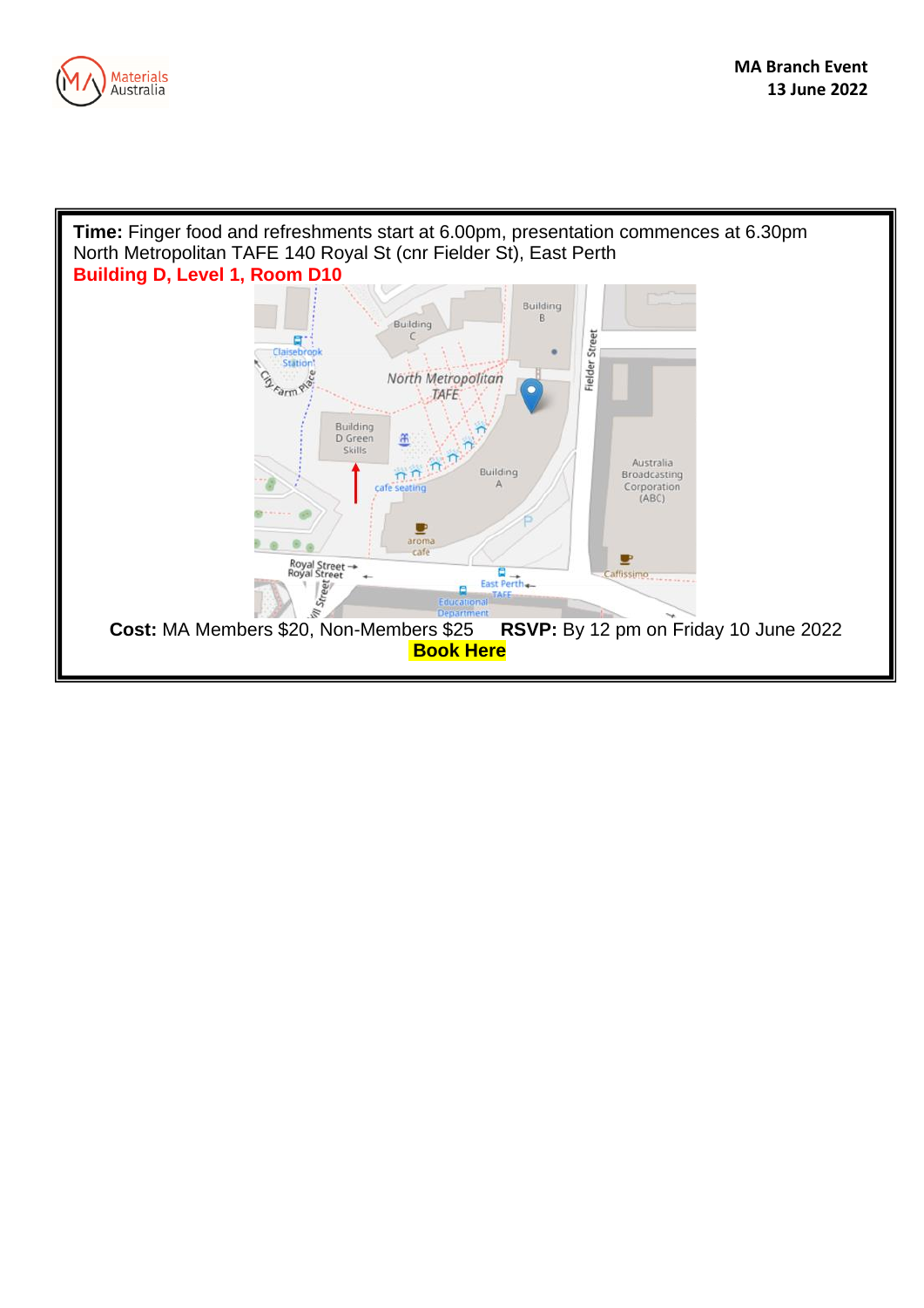**Time:** Finger food and refreshments start at 6.00pm, presentation commences at 6.30pm
North Metropolitan TAFE 140 Royal St (cnr Fielder St), East Perth
**Building D, Level 1, Room D10**

**Cost:** MA Members $20, Non-Members $25 **RSVP:** By 12 pm on Friday 10 June 2022

**Book Here**